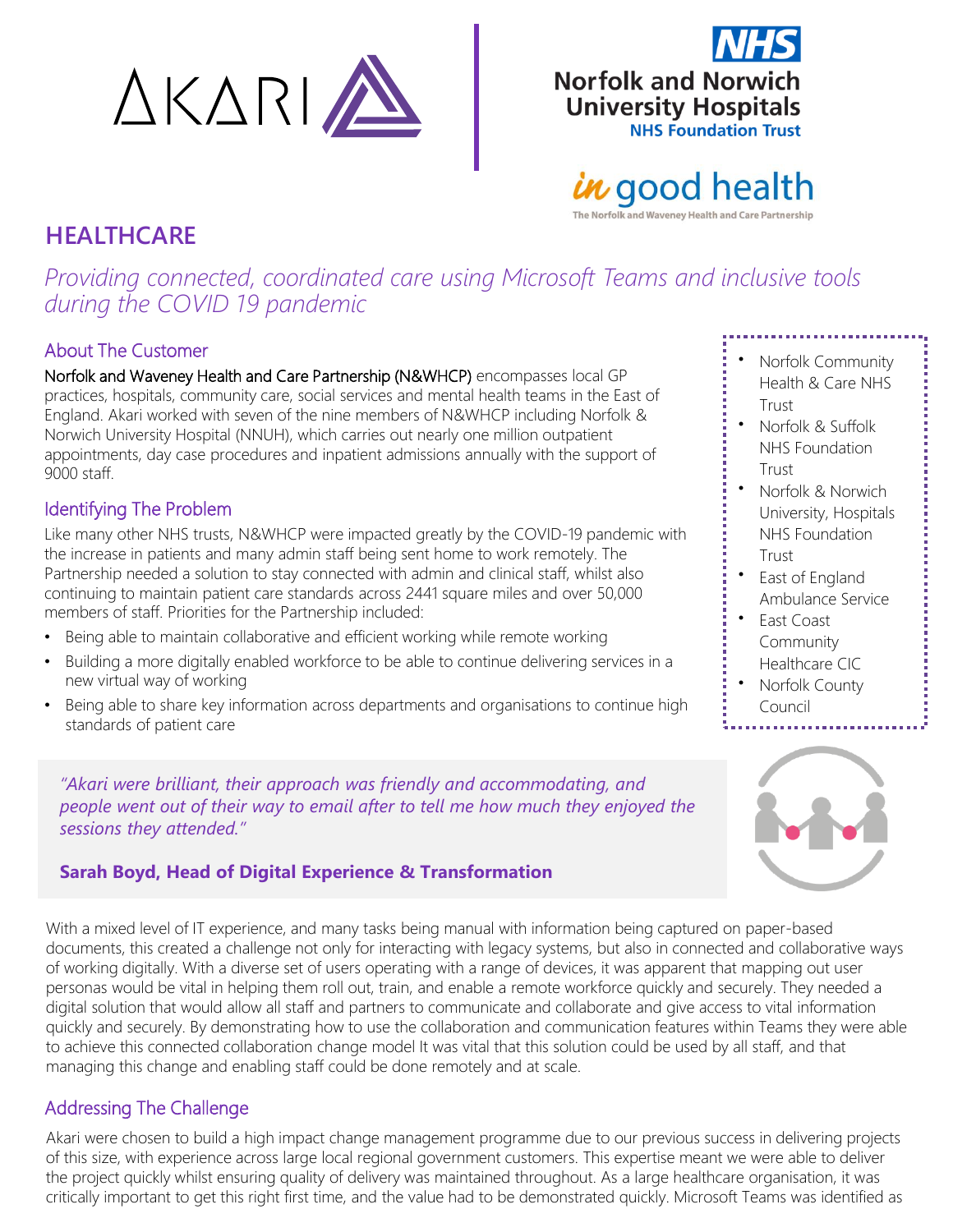## HEALTHCARE

*Providing connected, coordinated care using Microsoft Teams and inclusive tools during the COVID 19 pandemic*

### About The Customer

Norfolk and Waveney Health and Care Partnership (N&WHCP) encompasses local GP practices, hospitals, community care, social services and mental health teams in the East of England. Akari worked with seven of the nine members of N&WHCP including Norfolk & Norwich University Hospital (NNUH), which carries out nearly one million outpatient appointments, day case procedures and inpatient admissions annually with the support of 9000 staff.

- Norfolk Community Health & Care NHS Trust
- Norfolk & Suffolk NHS Foundation Trust
- Norfolk & Norwich University, Hospitals NHS Foundation Trust
- East of England Ambulance Service
- East Coast Community Healthcare CIC
- Norfolk County Council

### Identifying The Problem

Like many other NHS trusts, N&WHCP were impacted greatly by the COVID-19 pandemic with the increase in patients and many admin staff being sent home to work remotely. The Partnership needed a solution to stay connected with admin and clinical staff, whilst also continuing to maintain patient care standards across 2441 square miles and over 50,000 members of staff. Priorities for the Partnership included:

- Being able to maintain collaborative and efficient working while remote working
- Building a more digitally enabled workforce to be able to continue delivering services in a new virtual way of working
- Being able to share key information across departments and organisations to continue high standards of patient care

> *"Akari were brilliant, their approach was friendly and accommodating, and people went out of their way to email after to tell me how much they enjoyed the sessions they attended."*
>
> **Sarah Boyd, Head of Digital Experience & Transformation**

With a mixed level of IT experience, and many tasks being manual with information being captured on paper-based documents, this created a challenge not only for interacting with legacy systems, but also in connected and collaborative ways of working digitally. With a diverse set of users operating with a range of devices, it was apparent that mapping out user personas would be vital in helping them roll out, train, and enable a remote workforce quickly and securely. They needed a digital solution that would allow all staff and partners to communicate and collaborate and give access to vital information quickly and securely. By demonstrating how to use the collaboration and communication features within Teams they were able to achieve this connected collaboration change model It was vital that this solution could be used by all staff, and that managing this change and enabling staff could be done remotely and at scale.

### Addressing The Challenge

Akari were chosen to build a high impact change management programme due to our previous success in delivering projects of this size, with experience across large local regional government customers. This expertise meant we were able to deliver the project quickly whilst ensuring quality of delivery was maintained throughout. As a large healthcare organisation, it was critically important to get this right first time, and the value had to be demonstrated quickly. Microsoft Teams was identified as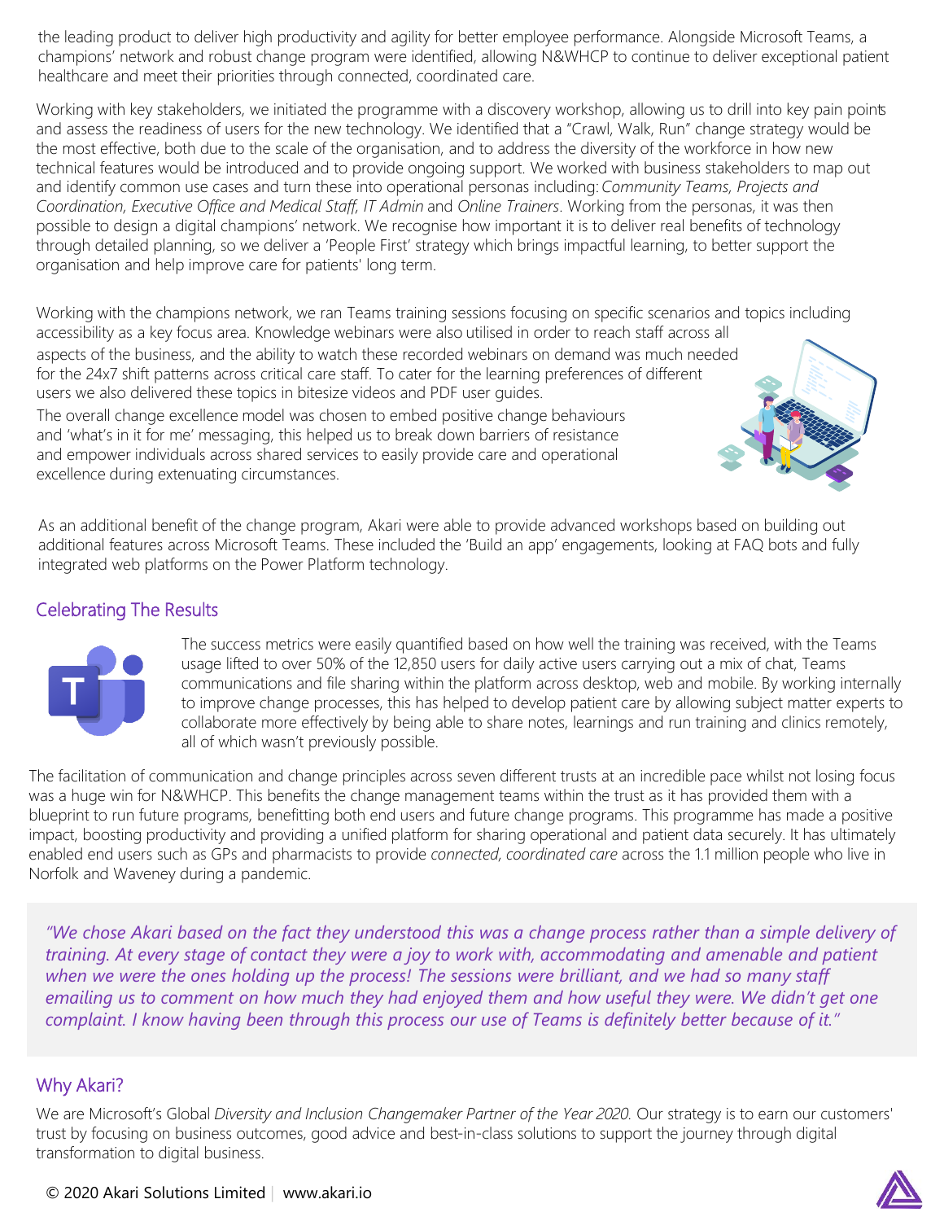the leading product to deliver high productivity and agility for better employee performance. Alongside Microsoft Teams, a champions' network and robust change program were identified, allowing N&WHCP to continue to deliver exceptional patient healthcare and meet their priorities through connected, coordinated care.

Working with key stakeholders, we initiated the programme with a discovery workshop, allowing us to drill into key pain points and assess the readiness of users for the new technology. We identified that a "Crawl, Walk, Run" change strategy would be the most effective, both due to the scale of the organisation, and to address the diversity of the workforce in how new technical features would be introduced and to provide ongoing support. We worked with business stakeholders to map out and identify common use cases and turn these into operational personas including: *Community Teams, Projects and Coordination*, *Executive Office and Medical Staff*, *IT Admin* and *Online Trainers*. Working from the personas, it was then possible to design a digital champions' network. We recognise how important it is to deliver real benefits of technology through detailed planning, so we deliver a 'People First' strategy which brings impactful learning, to better support the organisation and help improve care for patients' long term.

Working with the champions network, we ran Teams training sessions focusing on specific scenarios and topics including accessibility as a key focus area. Knowledge webinars were also utilised in order to reach staff across all aspects of the business, and the ability to watch these recorded webinars on demand was much needed for the 24x7 shift patterns across critical care staff. To cater for the learning preferences of different users we also delivered these topics in bitesize videos and PDF user guides.
The overall change excellence model was chosen to embed positive change behaviours and 'what's in it for me' messaging, this helped us to break down barriers of resistance and empower individuals across shared services to easily provide care and operational excellence during extenuating circumstances.

As an additional benefit of the change program, Akari were able to provide advanced workshops based on building out additional features across Microsoft Teams. These included the 'Build an app' engagements, looking at FAQ bots and fully integrated web platforms on the Power Platform technology.

## Celebrating The Results

The success metrics were easily quantified based on how well the training was received, with the Teams usage lifted to over 50% of the 12,850 users for daily active users carrying out a mix of chat, Teams communications and file sharing within the platform across desktop, web and mobile. By working internally to improve change processes, this has helped to develop patient care by allowing subject matter experts to collaborate more effectively by being able to share notes, learnings and run training and clinics remotely, all of which wasn't previously possible.

The facilitation of communication and change principles across seven different trusts at an incredible pace whilst not losing focus was a huge win for N&WHCP. This benefits the change management teams within the trust as it has provided them with a blueprint to run future programs, benefitting both end users and future change programs. This programme has made a positive impact, boosting productivity and providing a unified platform for sharing operational and patient data securely. It has ultimately enabled end users such as GPs and pharmacists to provide *connected*, *coordinated care* across the 1.1 million people who live in Norfolk and Waveney during a pandemic.

> *"We chose Akari based on the fact they understood this was a change process rather than a simple delivery of training. At every stage of contact they were a joy to work with, accommodating and amenable and patient when we were the ones holding up the process! The sessions were brilliant, and we had so many staff emailing us to comment on how much they had enjoyed them and how useful they were. We didn't get one complaint. I know having been through this process our use of Teams is definitely better because of it."*

## Why Akari?

We are Microsoft's Global *Diversity and Inclusion Changemaker Partner of the Year 2020.* Our strategy is to earn our customers' trust by focusing on business outcomes, good advice and best-in-class solutions to support the journey through digital transformation to digital business.

© 2020 Akari Solutions Limited | www.akari.io